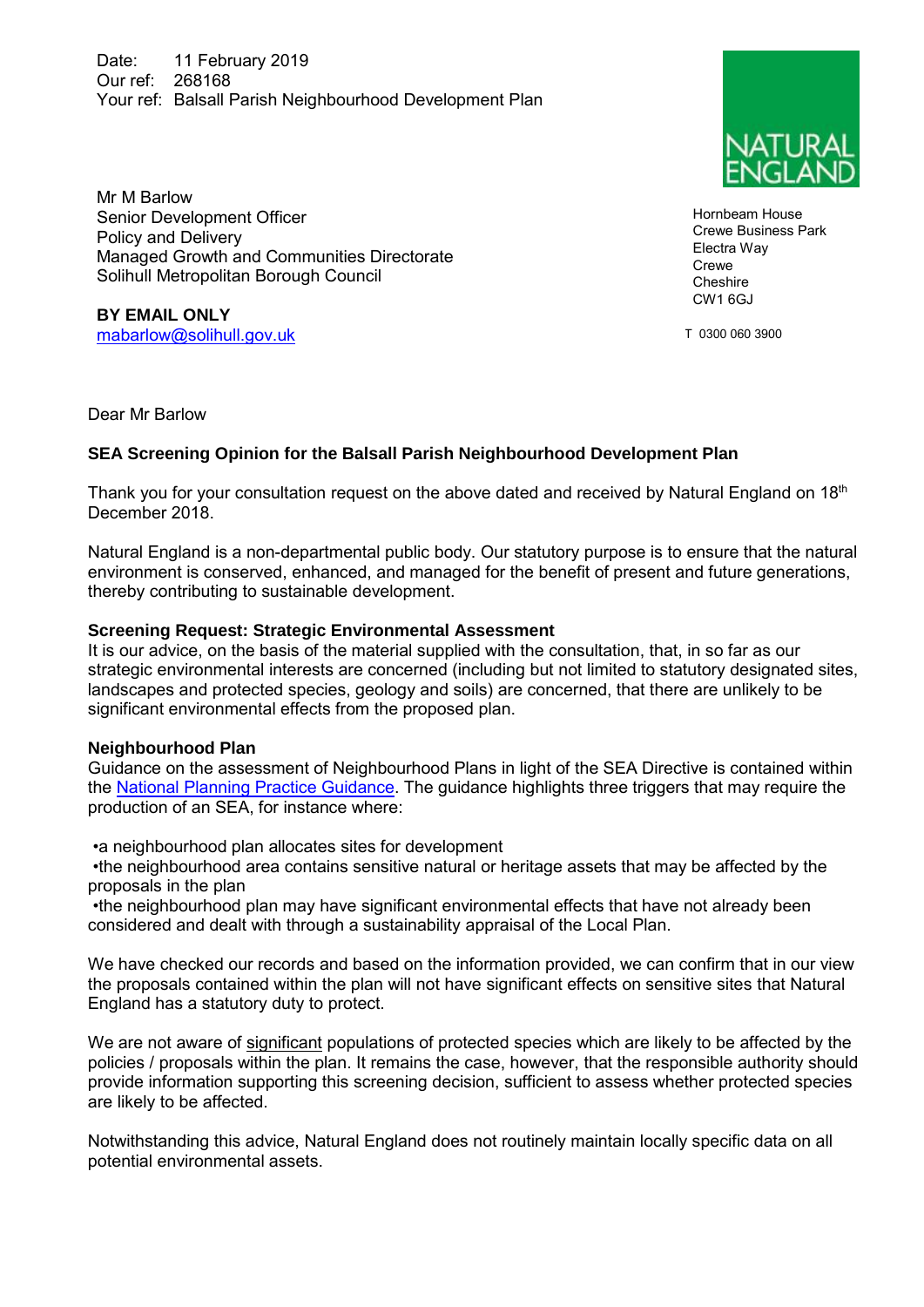Date: 11 February 2019
Our ref: 268168
Your ref: Balsall Parish Neighbourhood Development Plan

NATURAL ENGLAND

Mr M Barlow
Senior Development Officer
Policy and Delivery
Managed Growth and Communities Directorate
Solihull Metropolitan Borough Council

**BY EMAIL ONLY**
mabarlow@solihull.gov.uk

Hornbeam House
Crewe Business Park
Electra Way
Crewe
Cheshire
CW1 6GJ

T 0300 060 3900

Dear Mr Barlow

**SEA Screening Opinion for the Balsall Parish Neighbourhood Development Plan**

Thank you for your consultation request on the above dated and received by Natural England on 18th December 2018.

Natural England is a non-departmental public body. Our statutory purpose is to ensure that the natural environment is conserved, enhanced, and managed for the benefit of present and future generations, thereby contributing to sustainable development.

**Screening Request: Strategic Environmental Assessment**
It is our advice, on the basis of the material supplied with the consultation, that, in so far as our strategic environmental interests are concerned (including but not limited to statutory designated sites, landscapes and protected species, geology and soils) are concerned, that there are unlikely to be significant environmental effects from the proposed plan.

**Neighbourhood Plan**
Guidance on the assessment of Neighbourhood Plans in light of the SEA Directive is contained within the National Planning Practice Guidance. The guidance highlights three triggers that may require the production of an SEA, for instance where:

- a neighbourhood plan allocates sites for development
- the neighbourhood area contains sensitive natural or heritage assets that may be affected by the proposals in the plan
- the neighbourhood plan may have significant environmental effects that have not already been considered and dealt with through a sustainability appraisal of the Local Plan.

We have checked our records and based on the information provided, we can confirm that in our view the proposals contained within the plan will not have significant effects on sensitive sites that Natural England has a statutory duty to protect.

We are not aware of significant populations of protected species which are likely to be affected by the policies / proposals within the plan. It remains the case, however, that the responsible authority should provide information supporting this screening decision, sufficient to assess whether protected species are likely to be affected.

Notwithstanding this advice, Natural England does not routinely maintain locally specific data on all potential environmental assets.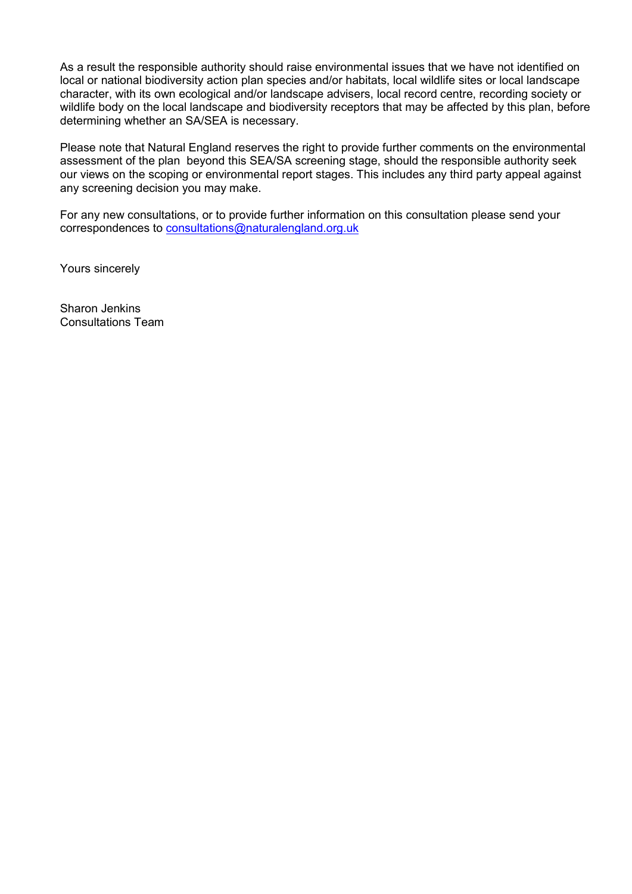As a result the responsible authority should raise environmental issues that we have not identified on local or national biodiversity action plan species and/or habitats, local wildlife sites or local landscape character, with its own ecological and/or landscape advisers, local record centre, recording society or wildlife body on the local landscape and biodiversity receptors that may be affected by this plan, before determining whether an SA/SEA is necessary.

Please note that Natural England reserves the right to provide further comments on the environmental assessment of the plan beyond this SEA/SA screening stage, should the responsible authority seek our views on the scoping or environmental report stages. This includes any third party appeal against any screening decision you may make.

For any new consultations, or to provide further information on this consultation please send your correspondences to consultations@naturalengland.org.uk

Yours sincerely

Sharon Jenkins
Consultations Team